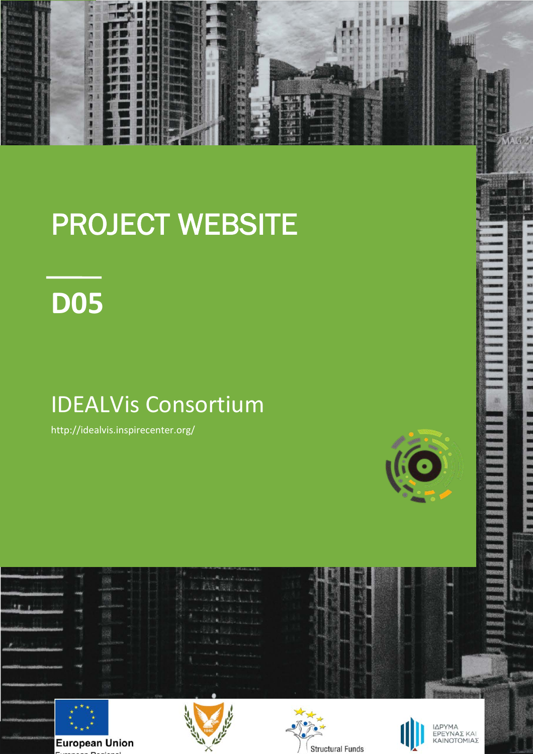# PROJECT WEBSITE

## D05

IDEALVis Consortium

http://idealvis.inspirecenter.org/

European Union

Structural Funds

ΙΔΡΥΜΑ ΕΡΕΥΝΑΣ ΚΑΙ ΚΑΙΝΟΤΟΜΙΑΣ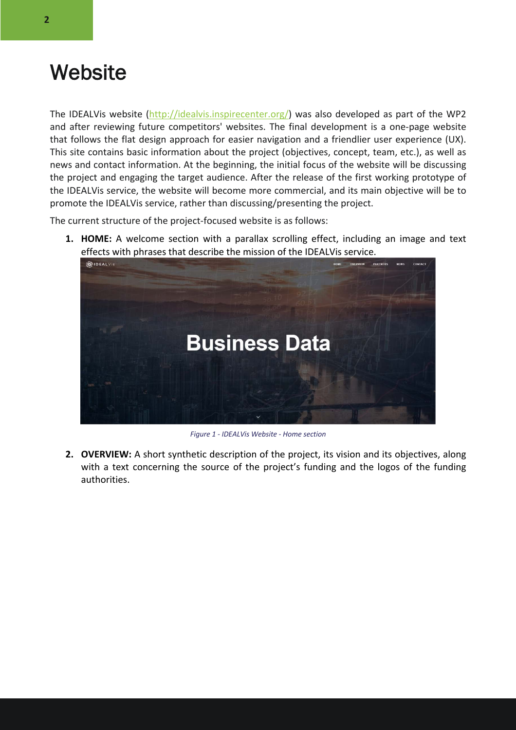# Website

The IDEALVis website (http://idealvis.inspirecenter.org/) was also developed as part of the WP2 and after reviewing future competitors' websites. The final development is a one-page website that follows the flat design approach for easier navigation and a friendlier user experience (UX). This site contains basic information about the project (objectives, concept, team, etc.), as well as news and contact information. At the beginning, the initial focus of the website will be discussing the project and engaging the target audience. After the release of the first working prototype of the IDEALVis service, the website will become more commercial, and its main objective will be to promote the IDEALVis service, rather than discussing/presenting the project.

The current structure of the project-focused website is as follows:

1. **HOME:** A welcome section with a parallax scrolling effect, including an image and text effects with phrases that describe the mission of the IDEALVis service.

*Figure 1 - IDEALVis Website - Home section*

2. **OVERVIEW:** A short synthetic description of the project, its vision and its objectives, along with a text concerning the source of the project's funding and the logos of the funding authorities.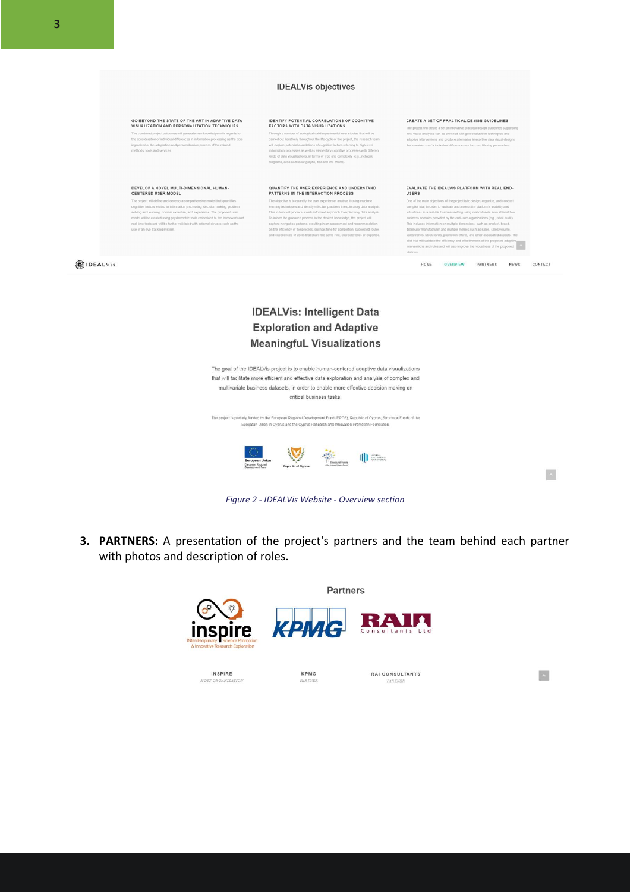Figure 2 - IDEALVis Website - Overview section

3. **PARTNERS:** A presentation of the project's partners and the team behind each partner with photos and description of roles.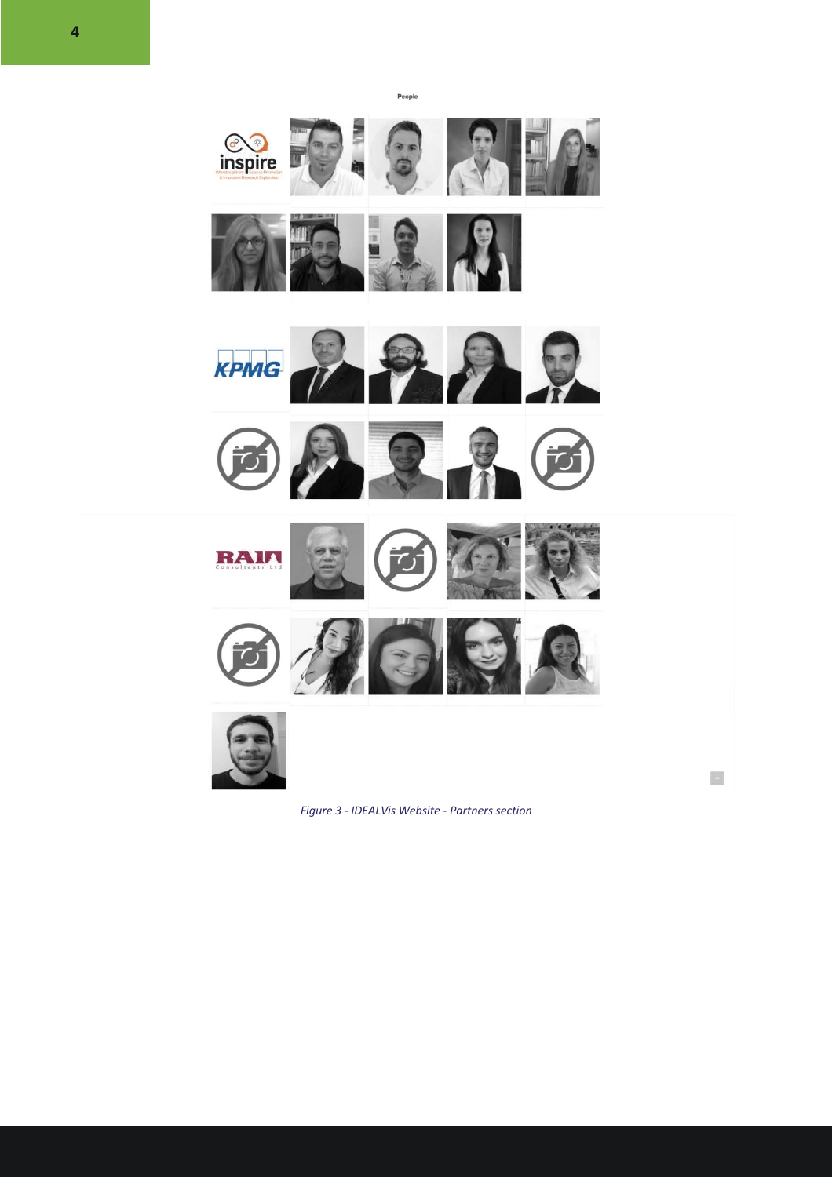*Figure 3 - IDEALVis Website - Partners section*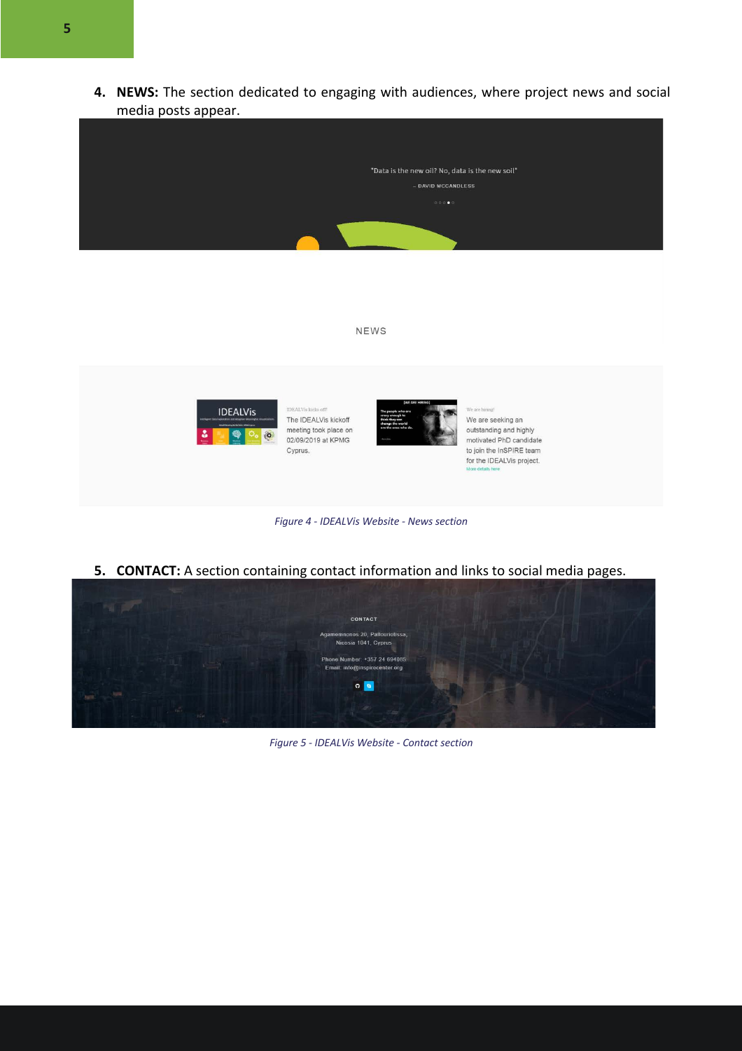4. **NEWS:** The section dedicated to engaging with audiences, where project news and social media posts appear.

*Figure 4 - IDEALVis Website - News section*

5. **CONTACT:** A section containing contact information and links to social media pages.

*Figure 5 - IDEALVis Website - Contact section*